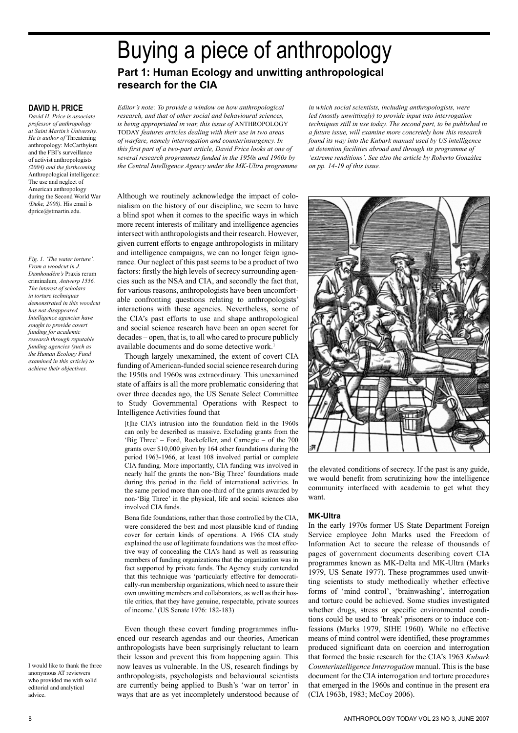# Buying a piece of anthropology

## Part 1: Human Ecology and unwitting anthropological research for the CIA

### DAVID H. PRICE

*David H. Price is associate professor of anthropology at Saint Martin's University. He is author of* Threatening anthropology: McCarthyism and the FBI's surveillance of activist anthropologists *(2004) and the forthcoming* Anthropological intelligence: The use and neglect of American anthropology during the Second World War *(Duke, 2008).* His email is dprice@stmartin.edu.

*Editor's note: To provide a window on how anthropological research, and that of other social and behavioural sciences, is being appropriated in war, this issue of* ANTHROPOLOGY TODAY *features articles dealing with their use in two areas of warfare, namely interrogation and counterinsurgency. In this first part of a two-part article, David Price looks at one of several research programmes funded in the 1950s and 1960s by the Central Intelligence Agency under the MK-Ultra programme in which social scientists, including anthropologists, were led (mostly unwittingly) to provide input into interrogation techniques still in use today. The second part, to be published in a future issue, will examine more concretely how this research found its way into the Kubark manual used by US intelligence at detention facilities abroad and through its programme of 'extreme renditions'. See also the article by Roberto González on pp. 14-19 of this issue.*

Although we routinely acknowledge the impact of colonialism on the history of our discipline, we seem to have a blind spot when it comes to the specific ways in which more recent interests of military and intelligence agencies intersect with anthropologists and their research. However, given current efforts to engage anthropologists in military and intelligence campaigns, we can no longer feign ignorance. Our neglect of this past seems to be a product of two factors: firstly the high levels of secrecy surrounding agencies such as the NSA and CIA, and secondly the fact that, for various reasons, anthropologists have been uncomfortable confronting questions relating to anthropologists' interactions with these agencies. Nevertheless, some of the CIA's past efforts to use and shape anthropological and social science research have been an open secret for decades – open, that is, to all who cared to procure publicly available documents and do some detective work.[1]

Though largely unexamined, the extent of covert CIA funding of American-funded social science research during the 1950s and 1960s was extraordinary. This unexamined state of affairs is all the more problematic considering that over three decades ago, the US Senate Select Committee to Study Governmental Operations with Respect to Intelligence Activities found that

> [t]he CIA's intrusion into the foundation field in the 1960s can only be described as massive. Excluding grants from the 'Big Three' – Ford, Rockefeller, and Carnegie – of the 700 grants over $10,000 given by 164 other foundations during the period 1963-1966, at least 108 involved partial or complete CIA funding. More importantly, CIA funding was involved in nearly half the grants the non-'Big Three' foundations made during this period in the field of international activities. In the same period more than one-third of the grants awarded by non-'Big Three' in the physical, life and social sciences also involved CIA funds.
>
> Bona fide foundations, rather than those controlled by the CIA, were considered the best and most plausible kind of funding cover for certain kinds of operations. A 1966 CIA study explained the use of legitimate foundations was the most effective way of concealing the CIA's hand as well as reassuring members of funding organizations that the organization was in fact supported by private funds. The Agency study contended that this technique was 'particularly effective for democratically-run membership organizations, which need to assure their own unwitting members and collaborators, as well as their hostile critics, that they have genuine, respectable, private sources of income.' (US Senate 1976: 182-183)

Even though these covert funding programmes influenced our research agendas and our theories, American anthropologists have been surprisingly reluctant to learn their lesson and prevent this from happening again. This now leaves us vulnerable. In the US, research findings by anthropologists, psychologists and behavioural scientists are currently being applied to Bush's 'war on terror' in ways that are as yet incompletely understood because of the elevated conditions of secrecy. If the past is any guide, we would benefit from scrutinizing how the intelligence community interfaced with academia to get what they want.

*Fig. 1. 'The water torture'. From a woodcut in J. Damhoudère's* Praxis rerum criminalum*, Antwerp 1556. The interest of scholars in torture techniques demonstrated in this woodcut has not disappeared. Intelligence agencies have sought to provide covert funding for academic research through reputable funding agencies (such as the Human Ecology Fund examined in this article) to achieve their objectives.*

### MK-Ultra

In the early 1970s former US State Department Foreign Service employee John Marks used the Freedom of Information Act to secure the release of thousands of pages of government documents describing covert CIA programmes known as MK-Delta and MK-Ultra (Marks 1979, US Senate 1977). These programmes used unwitting scientists to study methodically whether effective forms of 'mind control', 'brainwashing', interrogation and torture could be achieved. Some studies investigated whether drugs, stress or specific environmental conditions could be used to 'break' prisoners or to induce confessions (Marks 1979, SIHE 1960). While no effective means of mind control were identified, these programmes produced significant data on coercion and interrogation that formed the basic research for the CIA's 1963 *Kubark Counterintelligence Interrogation* manual. This is the base document for the CIA interrogation and torture procedures that emerged in the 1960s and continue in the present era (CIA 1963b, 1983; McCoy 2006).

I would like to thank the three anonymous AT reviewers who provided me with solid editorial and analytical advice.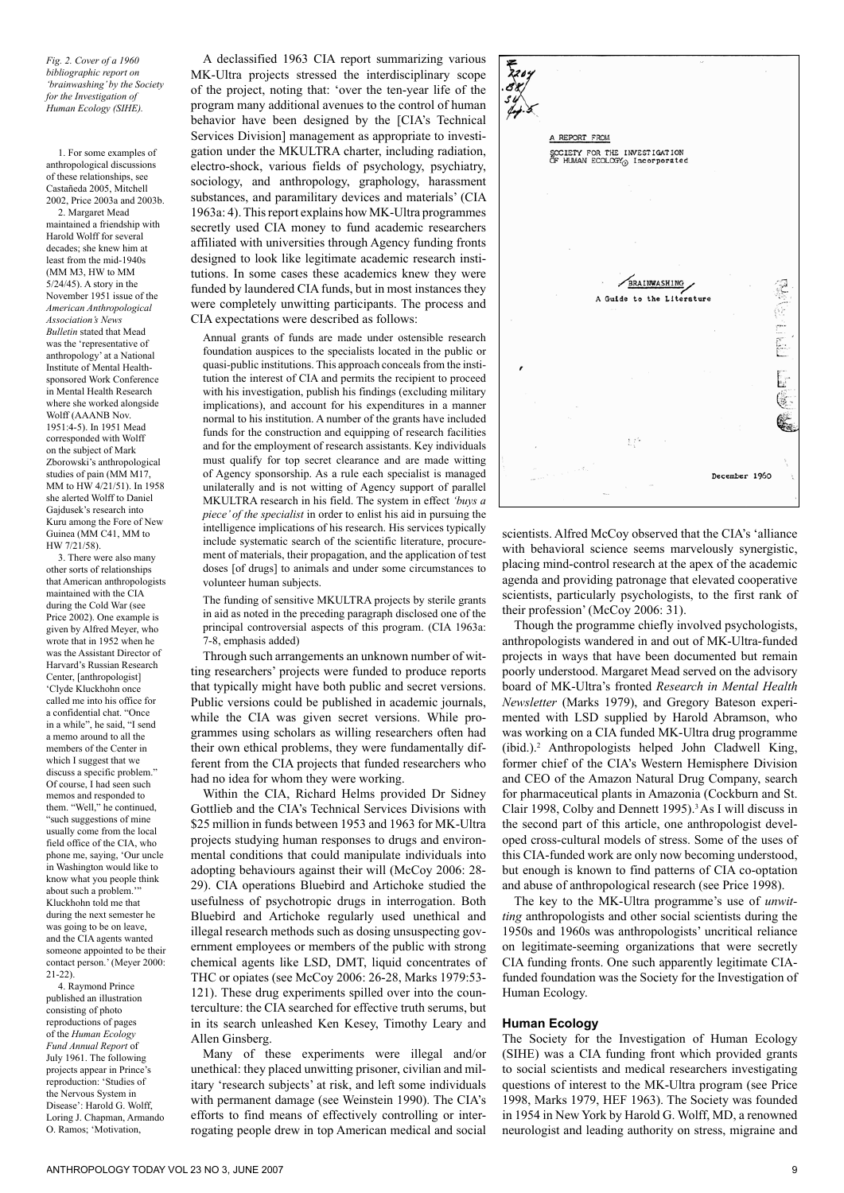*Fig. 2. Cover of a 1960 bibliographic report on 'brainwashing' by the Society for the Investigation of Human Ecology (SIHE).*

A declassified 1963 CIA report summarizing various MK-Ultra projects stressed the interdisciplinary scope of the project, noting that: 'over the ten-year life of the program many additional avenues to the control of human behavior have been designed by the [CIA's Technical Services Division] management as appropriate to investigation under the MKULTRA charter, including radiation, electro-shock, various fields of psychology, psychiatry, sociology, and anthropology, graphology, harassment substances, and paramilitary devices and materials' (CIA 1963a: 4). This report explains how MK-Ultra programmes secretly used CIA money to fund academic researchers affiliated with universities through Agency funding fronts designed to look like legitimate academic research institutions. In some cases these academics knew they were funded by laundered CIA funds, but in most instances they were completely unwitting participants. The process and CIA expectations were described as follows:

> Annual grants of funds are made under ostensible research foundation auspices to the specialists located in the public or quasi-public institutions. This approach conceals from the institution the interest of CIA and permits the recipient to proceed with his investigation, publish his findings (excluding military implications), and account for his expenditures in a manner normal to his institution. A number of the grants have included funds for the construction and equipping of research facilities and for the employment of research assistants. Key individuals must qualify for top secret clearance and are made witting of Agency sponsorship. As a rule each specialist is managed unilaterally and is not witting of Agency support of parallel MKULTRA research in his field. The system in effect *'buys a piece' of the specialist* in order to enlist his aid in pursuing the intelligence implications of his research. His services typically include systematic search of the scientific literature, procurement of materials, their propagation, and the application of test doses [of drugs] to animals and under some circumstances to volunteer human subjects.
>
> The funding of sensitive MKULTRA projects by sterile grants in aid as noted in the preceding paragraph disclosed one of the principal controversial aspects of this program. (CIA 1963a: 7-8, emphasis added)

Through such arrangements an unknown number of witting researchers' projects were funded to produce reports that typically might have both public and secret versions. Public versions could be published in academic journals, while the CIA was given secret versions. While programmes using scholars as willing researchers often had their own ethical problems, they were fundamentally different from the CIA projects that funded researchers who had no idea for whom they were working.

Within the CIA, Richard Helms provided Dr Sidney Gottlieb and the CIA's Technical Services Division with \$25 million in funds between 1953 and 1963 for MK-Ultra projects studying human responses to drugs and environmental conditions that could manipulate individuals into adopting behaviours against their will (McCoy 2006: 28-29). CIA operations Bluebird and Artichoke studied the usefulness of psychotropic drugs in interrogation. Both Bluebird and Artichoke regularly used unethical and illegal research methods such as dosing unsuspecting government employees or members of the public with strong chemical agents like LSD, DMT, liquid concentrates of THC or opiates (see McCoy 2006: 26-28, Marks 1979:53-121). These drug experiments spilled over into the counterculture: the CIA searched for effective truth serums, but in its search unleashed Ken Kesey, Timothy Leary and Allen Ginsberg.

Many of these experiments were illegal and/or unethical: they placed unwitting prisoner, civilian and military 'research subjects' at risk, and left some individuals with permanent damage (see Weinstein 1990). The CIA's efforts to find means of effectively controlling or interrogating people drew in top American medical and social scientists. Alfred McCoy observed that the CIA's 'alliance with behavioral science seems marvelously synergistic, placing mind-control research at the apex of the academic agenda and providing patronage that elevated cooperative scientists, particularly psychologists, to the first rank of their profession' (McCoy 2006: 31).

Though the programme chiefly involved psychologists, anthropologists wandered in and out of MK-Ultra-funded projects in ways that have been documented but remain poorly understood. Margaret Mead served on the advisory board of MK-Ultra's fronted *Research in Mental Health Newsletter* (Marks 1979), and Gregory Bateson experimented with LSD supplied by Harold Abramson, who was working on a CIA funded MK-Ultra drug programme (ibid.).[2] Anthropologists helped John Cladwell King, former chief of the CIA's Western Hemisphere Division and CEO of the Amazon Natural Drug Company, search for pharmaceutical plants in Amazonia (Cockburn and St. Clair 1998, Colby and Dennett 1995).[3] As I will discuss in the second part of this article, one anthropologist developed cross-cultural models of stress. Some of the uses of this CIA-funded work are only now becoming understood, but enough is known to find patterns of CIA co-optation and abuse of anthropological research (see Price 1998).

The key to the MK-Ultra programme's use of *unwitting* anthropologists and other social scientists during the 1950s and 1960s was anthropologists' uncritical reliance on legitimate-seeming organizations that were secretly CIA funding fronts. One such apparently legitimate CIA-funded foundation was the Society for the Investigation of Human Ecology.

## Human Ecology

The Society for the Investigation of Human Ecology (SIHE) was a CIA funding front which provided grants to social scientists and medical researchers investigating questions of interest to the MK-Ultra program (see Price 1998, Marks 1979, HEF 1963). The Society was founded in 1954 in New York by Harold G. Wolff, MD, a renowned neurologist and leading authority on stress, migraine and

---

1. For some examples of anthropological discussions of these relationships, see Castañeda 2005, Mitchell 2002, Price 2003a and 2003b.

2. Margaret Mead maintained a friendship with Harold Wolff for several decades; she knew him at least from the mid-1940s (MM M3, HW to MM 5/24/45). A story in the November 1951 issue of the *American Anthropological Association's News Bulletin* stated that Mead was the 'representative of anthropology' at a National Institute of Mental Health-sponsored Work Conference in Mental Health Research where she worked alongside Wolff (AAANB Nov. 1951:4-5). In 1951 Mead corresponded with Wolff on the subject of Mark Zborowski's anthropological studies of pain (MM M17, MM to HW 4/21/51). In 1958 she alerted Wolff to Daniel Gajdusek's research into Kuru among the Fore of New Guinea (MM C41, MM to HW 7/21/58).

3. There were also many other sorts of relationships that American anthropologists maintained with the CIA during the Cold War (see Price 2002). One example is given by Alfred Meyer, who wrote that in 1952 when he was the Assistant Director of Harvard's Russian Research Center, [anthropologist] 'Clyde Kluckhohn once called me into his office for a confidential chat. "Once in a while", he said, "I send a memo around to all the members of the Center in which I suggest that we discuss a specific problem." Of course, I had seen such memos and responded to them. "Well," he continued, "such suggestions of mine usually come from the local field office of the CIA, who phone me, saying, 'Our uncle in Washington would like to know what you people think about such a problem.'" Kluckhohn told me that during the next semester he was going to be on leave, and the CIA agents wanted someone appointed to be their contact person.' (Meyer 2000: 21-22).

4. Raymond Prince published an illustration consisting of photo reproductions of pages of the *Human Ecology Fund Annual Report* of July 1961. The following projects appear in Prince's reproduction: 'Studies of the Nervous System in Disease': Harold G. Wolff, Loring J. Chapman, Armando O. Ramos; 'Motivation,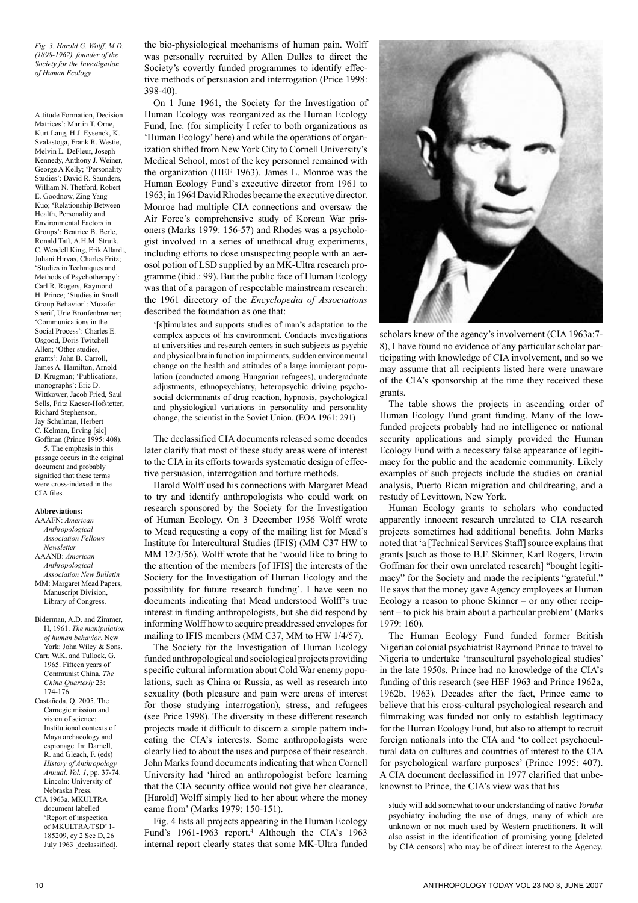*Fig. 3. Harold G. Wolff, M.D. (1898-1962), founder of the Society for the Investigation of Human Ecology.*

the bio-physiological mechanisms of human pain. Wolff was personally recruited by Allen Dulles to direct the Society's covertly funded programmes to identify effective methods of persuasion and interrogation (Price 1998: 398-40).

On 1 June 1961, the Society for the Investigation of Human Ecology was reorganized as the Human Ecology Fund, Inc. (for simplicity I refer to both organizations as 'Human Ecology' here) and while the operations of organization shifted from New York City to Cornell University's Medical School, most of the key personnel remained with the organization (HEF 1963). James L. Monroe was the Human Ecology Fund's executive director from 1961 to 1963; in 1964 David Rhodes became the executive director. Monroe had multiple CIA connections and oversaw the Air Force's comprehensive study of Korean War prisoners (Marks 1979: 156-57) and Rhodes was a psychologist involved in a series of unethical drug experiments, including efforts to dose unsuspecting people with an aerosol potion of LSD supplied by an MK-Ultra research programme (ibid.: 99). But the public face of Human Ecology was that of a paragon of respectable mainstream research: the 1961 directory of the *Encyclopedia of Associations* described the foundation as one that:

> '[s]timulates and supports studies of man's adaptation to the complex aspects of his environment. Conducts investigations at universities and research centers in such subjects as psychic and physical brain function impairments, sudden environmental change on the health and attitudes of a large immigrant population (conducted among Hungarian refugees), undergraduate adjustments, ethnopsychiatry, heteropsychic driving psychosocial determinants of drug reaction, hypnosis, psychological and physiological variations in personality and personality change, the scientist in the Soviet Union. (EOA 1961: 291)

The declassified CIA documents released some decades later clarify that most of these study areas were of interest to the CIA in its efforts towards systematic design of effective persuasion, interrogation and torture methods.

Harold Wolff used his connections with Margaret Mead to try and identify anthropologists who could work on research sponsored by the Society for the Investigation of Human Ecology. On 3 December 1956 Wolff wrote to Mead requesting a copy of the mailing list for Mead's Institute for Intercultural Studies (IFIS) (MM C37 HW to MM 12/3/56). Wolff wrote that he 'would like to bring to the attention of the members [of IFIS] the interests of the Society for the Investigation of Human Ecology and the possibility for future research funding'. I have seen no documents indicating that Mead understood Wolff's true interest in funding anthropologists, but she did respond by informing Wolff how to acquire preaddressed envelopes for mailing to IFIS members (MM C37, MM to HW 1/4/57).

The Society for the Investigation of Human Ecology funded anthropological and sociological projects providing specific cultural information about Cold War enemy populations, such as China or Russia, as well as research into sexuality (both pleasure and pain were areas of interest for those studying interrogation), stress, and refugees (see Price 1998). The diversity in these different research projects made it difficult to discern a simple pattern indicating the CIA's interests. Some anthropologists were clearly lied to about the uses and purpose of their research. John Marks found documents indicating that when Cornell University had 'hired an anthropologist before learning that the CIA security office would not give her clearance, [Harold] Wolff simply lied to her about where the money came from' (Marks 1979: 150-151).

Fig. 4 lists all projects appearing in the Human Ecology Fund's 1961-1963 report.[4] Although the CIA's 1963 internal report clearly states that some MK-Ultra funded scholars knew of the agency's involvement (CIA 1963a:7-8), I have found no evidence of any particular scholar participating with knowledge of CIA involvement, and so we may assume that all recipients listed here were unaware of the CIA's sponsorship at the time they received these grants.

The table shows the projects in ascending order of Human Ecology Fund grant funding. Many of the low-funded projects probably had no intelligence or national security applications and simply provided the Human Ecology Fund with a necessary false appearance of legitimacy for the public and the academic community. Likely examples of such projects include the studies on cranial analysis, Puerto Rican migration and childrearing, and a restudy of Levittown, New York.

Human Ecology grants to scholars who conducted apparently innocent research unrelated to CIA research projects sometimes had additional benefits. John Marks noted that 'a [Technical Services Staff] source explains that grants [such as those to B.F. Skinner, Karl Rogers, Erwin Goffman for their own unrelated research] "bought legitimacy" for the Society and made the recipients "grateful." He says that the money gave Agency employees at Human Ecology a reason to phone Skinner – or any other recipient – to pick his brain about a particular problem' (Marks 1979: 160).

The Human Ecology Fund funded former British Nigerian colonial psychiatrist Raymond Prince to travel to Nigeria to undertake 'transcultural psychological studies' in the late 1950s. Prince had no knowledge of the CIA's funding of this research (see HEF 1963 and Prince 1962a, 1962b, 1963). Decades after the fact, Prince came to believe that his cross-cultural psychological research and filmmaking was funded not only to establish legitimacy for the Human Ecology Fund, but also to attempt to recruit foreign nationals into the CIA and 'to collect psychocultural data on cultures and countries of interest to the CIA for psychological warfare purposes' (Prince 1995: 407). A CIA document declassified in 1977 clarified that unbeknownst to Prince, the CIA's view was that his

> study will add somewhat to our understanding of native *Yoruba* psychiatry including the use of drugs, many of which are unknown or not much used by Western practitioners. It will also assist in the identification of promising young [deleted by CIA censors] who may be of direct interest to the Agency.

Attitude Formation, Decision Matrices': Martin T. Orne, Kurt Lang, H.J. Eysenck, K. Svalastoga, Frank R. Westie, Melvin L. DeFleur, Joseph Kennedy, Anthony J. Weiner, George A Kelly; 'Personality Studies': David R. Saunders, William N. Thetford, Robert E. Goodnow, Zing Yang Kuo; 'Relationship Between Health, Personality and Environmental Factors in Groups': Beatrice B. Berle, Ronald Taft, A.H.M. Struik, C. Wendell King, Erik Allardt, Juhani Hirvas, Charles Fritz; 'Studies in Techniques and Methods of Psychotherapy': Carl R. Rogers, Raymond H. Prince; 'Studies in Small Group Behavior': Muzafer Sherif, Urie Bronfenbrenner; 'Communications in the Social Process': Charles E. Osgood, Doris Twitchell Allen; 'Other studies, grants': John B. Carroll, James A. Hamilton, Arnold D. Krugman; 'Publications, monographs': Eric D. Wittkower, Jacob Fried, Saul Sells, Fritz Kaeser-Hofstetter, Richard Stephenson, Jay Schulman, Herbert C. Kelman, Erving [sic] Goffman (Prince 1995: 408).

5. The emphasis in this passage occurs in the original document and probably signified that these terms were cross-indexed in the CIA files.

**Abbreviations:**

AAAFN: *American Anthropological Association Fellows Newsletter*
AAANB: *American Anthropological Association News Bulletin*
MM: Margaret Mead Papers, Manuscript Division, Library of Congress.

Biderman, A.D. and Zimmer, H, 1961. *The manipulation of human behavior*. New York: John Wiley & Sons.
Carr, W.K. and Tullock, G. 1965. Fifteen years of Communist China. *The China Quarterly* 23: 174-176.
Castañeda, Q. 2005. The Carnegie mission and vision of science: Institutional contexts of Maya archaeology and espionage. In: Darnell, R. and Gleach, F. (eds) *History of Anthropology Annual, Vol. 1*, pp. 37-74. Lincoln: University of Nebraska Press.
CIA 1963a. MKULTRA document labelled 'Report of inspection of MKULTRA/TSD' 1-185209, cy 2 See D, 26 July 1963 [declassified].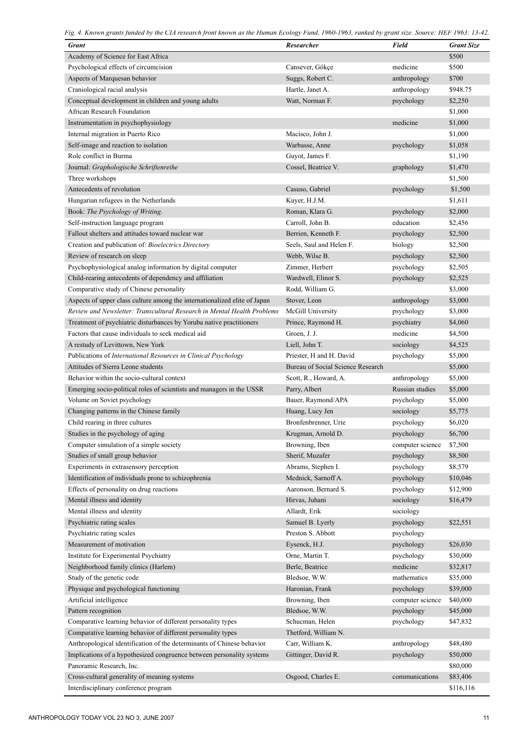*Fig. 4. Known grants funded by the CIA research front known as the Human Ecology Fund, 1960-1963, ranked by grant size. Source: HEF 1963: 13-42.*

| Grant | Researcher | Field | Grant Size |
|---|---|---|---|
| Academy of Science for East Africa | | | $500 |
| Psychological effects of circumcision | Cansever, Gökçe | medicine | $500 |
| Aspects of Marquesan behavior | Suggs, Robert C. | anthropology | $700 |
| Craniological racial analysis | Hartle, Janet A. | anthropology | $948.75 |
| Conceptual development in children and young adults | Watt, Norman F. | psychology | $2,250 |
| African Research Foundation | | | $1,000 |
| Instrumentation in psychophysiology | | medicine | $1,000 |
| Internal migration in Puerto Rico | Macisco, John J. | | $1,000 |
| Self-image and reaction to isolation | Warbasse, Anne | psychology | $1,058 |
| Role conflict in Burma | Guyot, James F. | | $1,190 |
| Journal: *Graphologische Schriftenreihe* | Cossel, Beatrice V. | graphology | $1,470 |
| Three workshops | | | $1,500 |
| Antecedents of revolution | Casuso, Gabriel | psychology | $1,500 |
| Hungarian refugees in the Netherlands | Kuyer, H.J.M. | | $1,611 |
| Book: *The Psychology of Writing*. | Roman, Klara G. | psychology | $2,000 |
| Self-instruction language program | Carroll, John B. | education | $2,456 |
| Fallout shelters and attitudes toward nuclear war | Berrien, Kenneth F. | psychology | $2,500 |
| Creation and publication of: *Bioelectrics Directory* | Seels, Saul and Helen F. | biology | $2,500 |
| Review of research on sleep | Webb, Wilse B. | psychology | $2,500 |
| Psychophysiological analog information by digital computer | Zimmer, Herbert | psychology | $2,505 |
| Child-rearing antecedents of dependency and affiliation | Wardwell, Elinor S. | psychology | $2,525 |
| Comparative study of Chinese personality | Rodd, William G. | | $3,000 |
| Aspects of upper class culture among the internationalized elite of Japan | Stover, Leon | anthropology | $3,000 |
| *Review and Newsletter: Transcultural Research in Mental Health Problems* | McGill University | psychology | $3,000 |
| Treatment of psychiatric disturbances by Yoruba native practitioners | Prince, Raymond H. | psychiatry | $4,060 |
| Factors that cause individuals to seek medical aid | Groen, J. J. | medicine | $4,500 |
| A restudy of Levittown, New York | Liell, John T. | sociology | $4,525 |
| Publications of *International Resources in Clinical Psychology* | Priester, H and H. David | psychology | $5,000 |
| Attitudes of Sierra Leone students | Bureau of Social Science Research | | $5,000 |
| Behavior within the socio-cultural context | Scott, R., Howard, A. | anthropology | $5,000 |
| Emerging socio-political roles of scientists and managers in the USSR | Parry, Albert | Russian studies | $5,000 |
| Volume on Soviet psychology | Bauer, Raymond/APA | psychology | $5,000 |
| Changing patterns in the Chinese family | Huang, Lucy Jen | sociology | $5,775 |
| Child rearing in three cultures | Bronfenbrenner, Urie | psychology | $6,020 |
| Studies in the psychology of aging | Krugman, Arnold D. | psychology | $6,700 |
| Computer simulation of a simple society | Browning, Iben | computer science | $7,500 |
| Studies of small group behavior | Sherif, Muzafer | psychology | $8,500 |
| Experiments in extrasensory perception | Abrams, Stephen I. | psychology | $8,579 |
| Identification of individuals prone to schizophrenia | Mednick, Sarnoff A. | psychology | $10,046 |
| Effects of personality on drug reactions | Aaronson, Bernard S. | psychology | $12,900 |
| Mental illness and identity | Hirvas, Juhani | sociology | $16,479 |
| Mental illness and identity | Allardt, Erik | sociology | |
| Psychiatric rating scales | Samuel B. Lyerly | psychology | $22,551 |
| Psychiatric rating scales | Preston S. Abbott | psychology | |
| Measurement of motivation | Eysenck, H.J. | psychology | $26,030 |
| Institute for Experimental Psychiatry | Orne, Martin T. | psychology | $30,000 |
| Neighborhood family clinics (Harlem) | Berle, Beatrice | medicine | $32,817 |
| Study of the genetic code | Bledsoe, W.W. | mathematics | $35,000 |
| Physique and psychological functioning | Haronian, Frank | psychology | $39,000 |
| Artificial intelligence | Browning, Iben | computer science | $40,000 |
| Pattern recognition | Bledsoe, W.W. | psychology | $45,000 |
| Comparative learning behavior of different personality types | Schucman, Helen | psychology | $47,832 |
| Comparative learning behavior of different personality types | Thetford, William N. | | |
| Anthropological identification of the determinants of Chinese behavior | Carr, William K. | anthropology | $48,480 |
| Implications of a hypothesized congruence between personality systems | Gittinger, David R. | psychology | $50,000 |
| Panoramic Research, Inc. | | | $80,000 |
| Cross-cultural generality of meaning systems | Osgood, Charles E. | communications | $83,406 |
| Interdisciplinary conference program | | | $116,116 |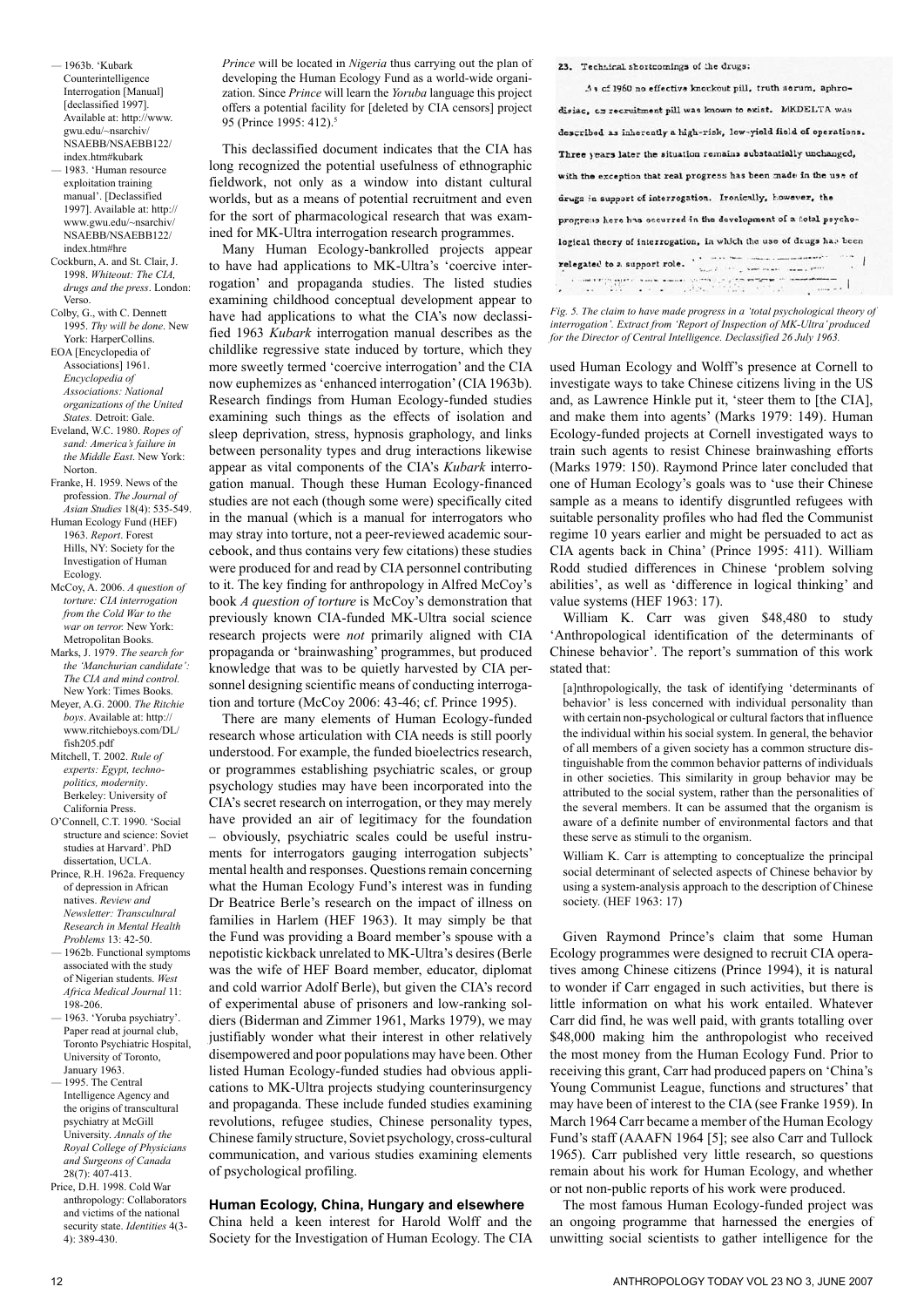— 1963b. 'Kubark Counterintelligence Interrogation [Manual] [declassified 1997]. Available at: http://www.gwu.edu/~nsarchiv/NSAEBB/NSAEBB122/index.htm#kubark

— 1983. 'Human resource exploitation training manual'. [Declassified 1997]. Available at: http://www.gwu.edu/~nsarchiv/NSAEBB/NSAEBB122/index.htm#hre

Cockburn, A. and St. Clair, J. 1998. *Whiteout: The CIA, drugs and the press*. London: Verso.

Colby, G., with C. Dennett 1995. *Thy will be done*. New York: HarperCollins.

EOA [Encyclopedia of Associations] 1961. *Encyclopedia of Associations: National organizations of the United States.* Detroit: Gale.

Eveland, W.C. 1980. *Ropes of sand: America's failure in the Middle East*. New York: Norton.

Franke, H. 1959. News of the profession. *The Journal of Asian Studies* 18(4): 535-549.

Human Ecology Fund (HEF) 1963. *Report*. Forest Hills, NY: Society for the Investigation of Human Ecology.

McCoy, A. 2006. *A question of torture: CIA interrogation from the Cold War to the war on terror.* New York: Metropolitan Books.

Marks, J. 1979. *The search for the 'Manchurian candidate': The CIA and mind control.* New York: Times Books.

Meyer, A.G. 2000. *The Ritchie boys*. Available at: http://www.ritchieboys.com/DL/fish205.pdf

Mitchell, T. 2002. *Rule of experts: Egypt, techno-politics, modernity*. Berkeley: University of California Press.

O'Connell, C.T. 1990. 'Social structure and science: Soviet studies at Harvard'. PhD dissertation, UCLA.

Prince, R.H. 1962a. Frequency of depression in African natives. *Review and Newsletter: Transcultural Research in Mental Health Problems* 13: 42-50.

— 1962b. Functional symptoms associated with the study of Nigerian students. *West Africa Medical Journal* 11: 198-206.

— 1963. 'Yoruba psychiatry'. Paper read at journal club, Toronto Psychiatric Hospital, University of Toronto, January 1963.

— 1995. The Central Intelligence Agency and the origins of transcultural psychiatry at McGill University. *Annals of the Royal College of Physicians and Surgeons of Canada* 28(7): 407-413.

Price, D.H. 1998. Cold War anthropology: Collaborators and victims of the national security state. *Identities* 4(3-4): 389-430.

*Prince* will be located in *Nigeria* thus carrying out the plan of developing the Human Ecology Fund as a world-wide organization. Since *Prince* will learn the *Yoruba* language this project offers a potential facility for [deleted by CIA censors] project 95 (Prince 1995: 412).[5]

This declassified document indicates that the CIA has long recognized the potential usefulness of ethnographic fieldwork, not only as a window into distant cultural worlds, but as a means of potential recruitment and even for the sort of pharmacological research that was examined for MK-Ultra interrogation research programmes.

Many Human Ecology-bankrolled projects appear to have had applications to MK-Ultra's 'coercive interrogation' and propaganda studies. The listed studies examining childhood conceptual development appear to have had applications to what the CIA's now declassified 1963 *Kubark* interrogation manual describes as the childlike regressive state induced by torture, which they more sweetly termed 'coercive interrogation' and the CIA now euphemizes as 'enhanced interrogation' (CIA 1963b). Research findings from Human Ecology-funded studies examining such things as the effects of isolation and sleep deprivation, stress, hypnosis graphology, and links between personality types and drug interactions likewise appear as vital components of the CIA's *Kubark* interrogation manual. Though these Human Ecology-financed studies are not each (though some were) specifically cited in the manual (which is a manual for interrogators who may stray into torture, not a peer-reviewed academic sourcebook, and thus contains very few citations) these studies were produced for and read by CIA personnel contributing to it. The key finding for anthropology in Alfred McCoy's book *A question of torture* is McCoy's demonstration that previously known CIA-funded MK-Ultra social science research projects were *not* primarily aligned with CIA propaganda or 'brainwashing' programmes, but produced knowledge that was to be quietly harvested by CIA personnel designing scientific means of conducting interrogation and torture (McCoy 2006: 43-46; cf. Prince 1995).

There are many elements of Human Ecology-funded research whose articulation with CIA needs is still poorly understood. For example, the funded bioelectrics research, or programmes establishing psychiatric scales, or group psychology studies may have been incorporated into the CIA's secret research on interrogation, or they may merely have provided an air of legitimacy for the foundation – obviously, psychiatric scales could be useful instruments for interrogators gauging interrogation subjects' mental health and responses. Questions remain concerning what the Human Ecology Fund's interest was in funding Dr Beatrice Berle's research on the impact of illness on families in Harlem (HEF 1963). It may simply be that the Fund was providing a Board member's spouse with a nepotistic kickback unrelated to MK-Ultra's desires (Berle was the wife of HEF Board member, educator, diplomat and cold warrior Adolf Berle), but given the CIA's record of experimental abuse of prisoners and low-ranking soldiers (Biderman and Zimmer 1961, Marks 1979), we may justifiably wonder what their interest in other relatively disempowered and poor populations may have been. Other listed Human Ecology-funded studies had obvious applications to MK-Ultra projects studying counterinsurgency and propaganda. These include funded studies examining revolutions, refugee studies, Chinese personality types, Chinese family structure, Soviet psychology, cross-cultural communication, and various studies examining elements of psychological profiling.

## Human Ecology, China, Hungary and elsewhere

China held a keen interest for Harold Wolff and the Society for the Investigation of Human Ecology. The CIA

23. Technical shortcomings of the drugs:

As of 1960 no effective knockout pill, truth serum, aphrodisiac, or recruitment pill was known to exist. MKDELTA was described as inherently a high-risk, low-yield field of operations. Three years later the situation remains substantially unchanged, with the exception that real progress has been made in the use of drugs in support of interrogation. Ironically, however, the progress here has occurred in the development of a total psychological theory of interrogation, in which the use of drugs has been relegated to a support role.

*Fig. 5. The claim to have made progress in a 'total psychological theory of interrogation'. Extract from 'Report of Inspection of MK-Ultra' produced for the Director of Central Intelligence. Declassified 26 July 1963.*

used Human Ecology and Wolff's presence at Cornell to investigate ways to take Chinese citizens living in the US and, as Lawrence Hinkle put it, 'steer them to [the CIA], and make them into agents' (Marks 1979: 149). Human Ecology-funded projects at Cornell investigated ways to train such agents to resist Chinese brainwashing efforts (Marks 1979: 150). Raymond Prince later concluded that one of Human Ecology's goals was to 'use their Chinese sample as a means to identify disgruntled refugees with suitable personality profiles who had fled the Communist regime 10 years earlier and might be persuaded to act as CIA agents back in China' (Prince 1995: 411). William Rodd studied differences in Chinese 'problem solving abilities', as well as 'difference in logical thinking' and value systems (HEF 1963: 17).

William K. Carr was given $48,480 to study 'Anthropological identification of the determinants of Chinese behavior'. The report's summation of this work stated that:

> [a]nthropologically, the task of identifying 'determinants of behavior' is less concerned with individual personality than with certain non-psychological or cultural factors that influence the individual within his social system. In general, the behavior of all members of a given society has a common structure distinguishable from the common behavior patterns of individuals in other societies. This similarity in group behavior may be attributed to the social system, rather than the personalities of the several members. It can be assumed that the organism is aware of a definite number of environmental factors and that these serve as stimuli to the organism.
>
> William K. Carr is attempting to conceptualize the principal social determinant of selected aspects of Chinese behavior by using a system-analysis approach to the description of Chinese society. (HEF 1963: 17)

Given Raymond Prince's claim that some Human Ecology programmes were designed to recruit CIA operatives among Chinese citizens (Prince 1994), it is natural to wonder if Carr engaged in such activities, but there is little information on what his work entailed. Whatever Carr did find, he was well paid, with grants totalling over $48,000 making him the anthropologist who received the most money from the Human Ecology Fund. Prior to receiving this grant, Carr had produced papers on 'China's Young Communist League, functions and structures' that may have been of interest to the CIA (see Franke 1959). In March 1964 Carr became a member of the Human Ecology Fund's staff (AAAFN 1964 [5]; see also Carr and Tullock 1965). Carr published very little research, so questions remain about his work for Human Ecology, and whether or not non-public reports of his work were produced.

The most famous Human Ecology-funded project was an ongoing programme that harnessed the energies of unwitting social scientists to gather intelligence for the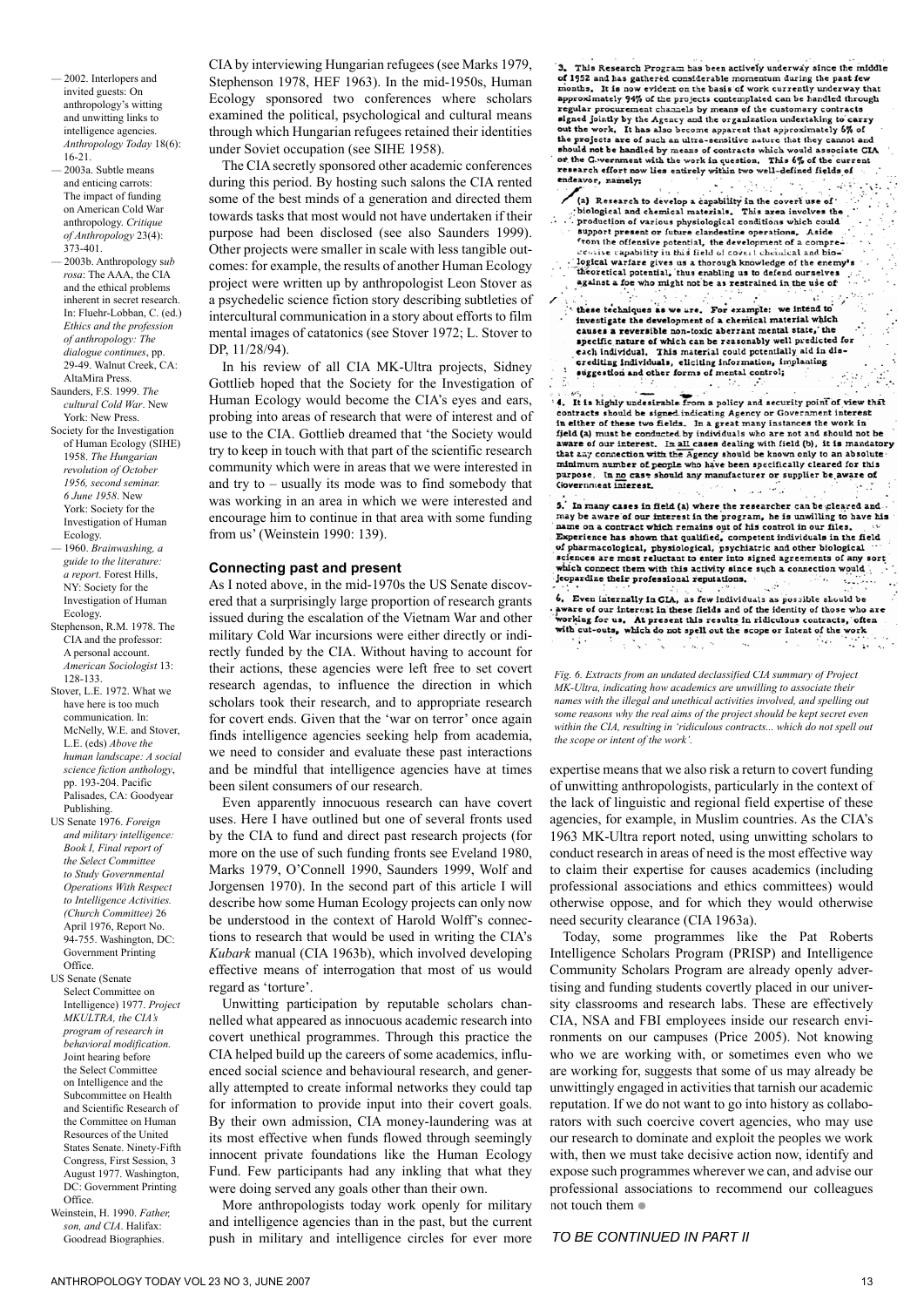— 2002. Interlopers and invited guests: On anthropology's witting and unwitting links to intelligence agencies. *Anthropology Today* 18(6): 16-21.

— 2003a. Subtle means and enticing carrots: The impact of funding on American Cold War anthropology. *Critique of Anthropology* 23(4): 373-401.

— 2003b. Anthropology s*ub rosa*: The AAA, the CIA and the ethical problems inherent in secret research. In: Fluehr-Lobban, C. (ed.) *Ethics and the profession of anthropology: The dialogue continues*, pp. 29-49. Walnut Creek, CA: AltaMira Press.

Saunders, F.S. 1999. *The cultural Cold War*. New York: New Press.

Society for the Investigation of Human Ecology (SIHE) 1958. *The Hungarian revolution of October 1956, second seminar. 6 June 1958*. New York: Society for the Investigation of Human Ecology.

— 1960. *Brainwashing, a guide to the literature: a report*. Forest Hills, NY: Society for the Investigation of Human Ecology.

Stephenson, R.M. 1978. The CIA and the professor: A personal account. *American Sociologist* 13: 128-133.

Stover, L.E. 1972. What we have here is too much communication. In: McNelly, W.E. and Stover, L.E. (eds) *Above the human landscape: A social science fiction anthology*, pp. 193-204. Pacific Palisades, CA: Goodyear Publishing.

US Senate 1976. *Foreign and military intelligence: Book I, Final report of the Select Committee to Study Governmental Operations With Respect to Intelligence Activities. (Church Committee)* 26 April 1976, Report No. 94-755. Washington, DC: Government Printing Office.

US Senate (Senate Select Committee on Intelligence) 1977. *Project MKULTRA, the CIA's program of research in behavioral modification.* Joint hearing before the Select Committee on Intelligence and the Subcommittee on Health and Scientific Research of the Committee on Human Resources of the United States Senate. Ninety-Fifth Congress, First Session, 3 August 1977. Washington, DC: Government Printing Office.

Weinstein, H. 1990. *Father, son, and CIA*. Halifax: Goodread Biographies.

CIA by interviewing Hungarian refugees (see Marks 1979, Stephenson 1978, HEF 1963). In the mid-1950s, Human Ecology sponsored two conferences where scholars examined the political, psychological and cultural means through which Hungarian refugees retained their identities under Soviet occupation (see SIHE 1958).

The CIA secretly sponsored other academic conferences during this period. By hosting such salons the CIA rented some of the best minds of a generation and directed them towards tasks that most would not have undertaken if their purpose had been disclosed (see also Saunders 1999). Other projects were smaller in scale with less tangible outcomes: for example, the results of another Human Ecology project were written up by anthropologist Leon Stover as a psychedelic science fiction story describing subtleties of intercultural communication in a story about efforts to film mental images of catatonics (see Stover 1972; L. Stover to DP, 11/28/94).

In his review of all CIA MK-Ultra projects, Sidney Gottlieb hoped that the Society for the Investigation of Human Ecology would become the CIA's eyes and ears, probing into areas of research that were of interest and of use to the CIA. Gottlieb dreamed that 'the Society would try to keep in touch with that part of the scientific research community which were in areas that we were interested in and try to – usually its mode was to find somebody that was working in an area in which we were interested and encourage him to continue in that area with some funding from us' (Weinstein 1990: 139).

## Connecting past and present

As I noted above, in the mid-1970s the US Senate discovered that a surprisingly large proportion of research grants issued during the escalation of the Vietnam War and other military Cold War incursions were either directly or indirectly funded by the CIA. Without having to account for their actions, these agencies were left free to set covert research agendas, to influence the direction in which scholars took their research, and to appropriate research for covert ends. Given that the 'war on terror' once again finds intelligence agencies seeking help from academia, we need to consider and evaluate these past interactions and be mindful that intelligence agencies have at times been silent consumers of our research.

Even apparently innocuous research can have covert uses. Here I have outlined but one of several fronts used by the CIA to fund and direct past research projects (for more on the use of such funding fronts see Eveland 1980, Marks 1979, O'Connell 1990, Saunders 1999, Wolf and Jorgensen 1970). In the second part of this article I will describe how some Human Ecology projects can only now be understood in the context of Harold Wolff's connections to research that would be used in writing the CIA's *Kubark* manual (CIA 1963b), which involved developing effective means of interrogation that most of us would regard as 'torture'.

Unwitting participation by reputable scholars channelled what appeared as innocuous academic research into covert unethical programmes. Through this practice the CIA helped build up the careers of some academics, influenced social science and behavioural research, and generally attempted to create informal networks they could tap for information to provide input into their covert goals. By their own admission, CIA money-laundering was at its most effective when funds flowed through seemingly innocent private foundations like the Human Ecology Fund. Few participants had any inkling that what they were doing served any goals other than their own.

More anthropologists today work openly for military and intelligence agencies than in the past, but the current push in military and intelligence circles for ever more

3. This Research Program has been actively underway since the middle of 1952 and has gathered considerable momentum during the past few months. It is now evident on the basis of work currently underway that approximately 94% of the projects contemplated can be handled through regular procurement channels by means of the customary contracts signed jointly by the Agency and the organization undertaking to carry out the work. It has also become apparent that approximately 6% of the projects are of such an ultra-sensitive nature that they cannot and should not be handled by means of contracts which would associate CIA or the Government with the work in question. This 6% of the current research effort now lies entirely within two well-defined fields of endeavor, namely:

(a) Research to develop a capability in the covert use of biological and chemical materials. This area involves the production of various physiological conditions which could support present or future clandestine operations. Aside from the offensive potential, the development of a comprehensive capability in this field of covert chemical and biological warfare gives us a thorough knowledge of the enemy's theoretical potential, thus enabling us to defend ourselves against a foe who might not be as restrained in the use of these techniques as we are. For example: we intend to investigate the development of a chemical material which causes a reversible non-toxic aberrant mental state, the specific nature of which can be reasonably well predicted for each individual. This material could potentially aid in discrediting individuals, eliciting information, implanting suggestion and other forms of mental control;

4. It is highly undesirable from a policy and security point of view that contracts should be signed indicating Agency or Government interest in either of these two fields. In a great many instances the work in field (a) must be conducted by individuals who are not and should not be aware of our interest. In all cases dealing with field (b), it is mandatory that any connection with the Agency should be known only to an absolute minimum number of people who have been specifically cleared for this purpose. In no case should any manufacturer or supplier be aware of Government interest.

5. In many cases in field (a) where the researcher can be cleared and may be aware of our interest in the program, he is unwilling to have his name on a contract which remains out of his control in our files. Experience has shown that qualified, competent individuals in the field of pharmacological, physiological, psychiatric and other biological sciences are most reluctant to enter into signed agreements of any sort which connect them with this activity since such a connection would jeopardize their professional reputations.

6. Even internally in CIA, as few individuals as possible should be aware of our interest in these fields and of the identity of those who are working for us. At present this results in ridiculous contracts, often with cut-outs, which do not spell out the scope or intent of the work

*Fig. 6. Extracts from an undated declassified CIA summary of Project MK-Ultra, indicating how academics are unwilling to associate their names with the illegal and unethical activities involved, and spelling out some reasons why the real aims of the project should be kept secret even within the CIA, resulting in 'ridiculous contracts... which do not spell out the scope or intent of the work'.*

expertise means that we also risk a return to covert funding of unwitting anthropologists, particularly in the context of the lack of linguistic and regional field expertise of these agencies, for example, in Muslim countries. As the CIA's 1963 MK-Ultra report noted, using unwitting scholars to conduct research in areas of need is the most effective way to claim their expertise for causes academics (including professional associations and ethics committees) would otherwise oppose, and for which they would otherwise need security clearance (CIA 1963a).

Today, some programmes like the Pat Roberts Intelligence Scholars Program (PRISP) and Intelligence Community Scholars Program are already openly advertising and funding students covertly placed in our university classrooms and research labs. These are effectively CIA, NSA and FBI employees inside our research environments on our campuses (Price 2005). Not knowing who we are working with, or sometimes even who we are working for, suggests that some of us may already be unwittingly engaged in activities that tarnish our academic reputation. If we do not want to go into history as collaborators with such coercive covert agencies, who may use our research to dominate and exploit the peoples we work with, then we must take decisive action now, identify and expose such programmes wherever we can, and advise our professional associations to recommend our colleagues not touch them ●

*TO BE CONTINUED IN PART II*